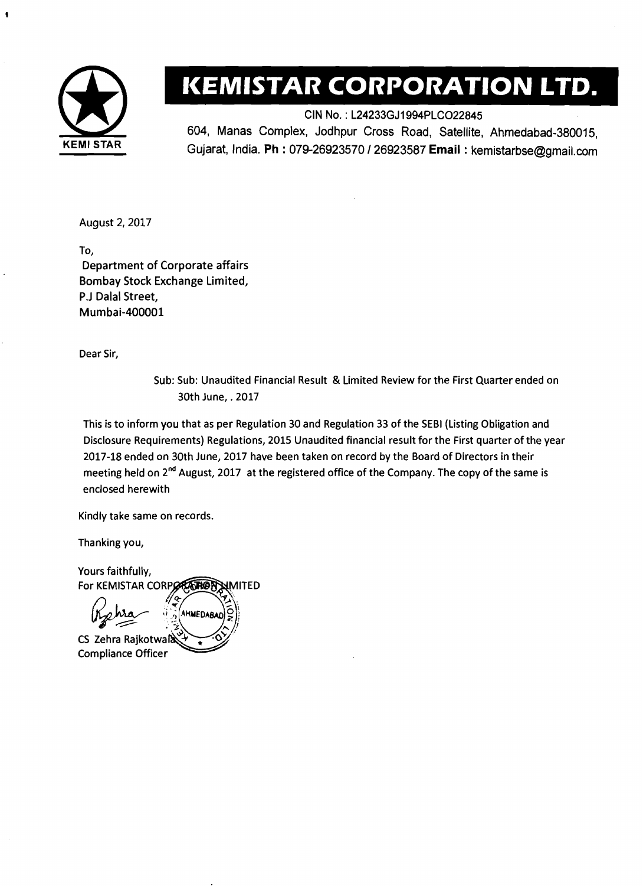# KEMISTAR CORPORATION LTD.

KEMI STAR

CIN No. : L24233GJ1994PLCO22845

604, Manas Complex, Jodhpur Cross Road, Satellite, Ahmedabad-380015, Gujarat, India. **Ph :** 079-26923570 / 26923587 **Email :** kemistarbse@gmail.com

August 2, 2017

To,
Department of Corporate affairs
Bombay Stock Exchange Limited,
P.J Dalal Street,
Mumbai-400001

Dear Sir,

Sub: Sub: Unaudited Financial Result & Limited Review for the First Quarter ended on 30th June, . 2017

This is to inform you that as per Regulation 30 and Regulation 33 of the SEBI (Listing Obligation and Disclosure Requirements) Regulations, 2015 Unaudited financial result for the First quarter of the year 2017-18 ended on 30th June, 2017 have been taken on record by the Board of Directors in their meeting held on 2nd August, 2017 at the registered office of the Company. The copy of the same is enclosed herewith

Kindly take same on records.

Thanking you,

Yours faithfully,
For KEMISTAR CORPORATION LIMITED

CS Zehra Rajkotwala
Compliance Officer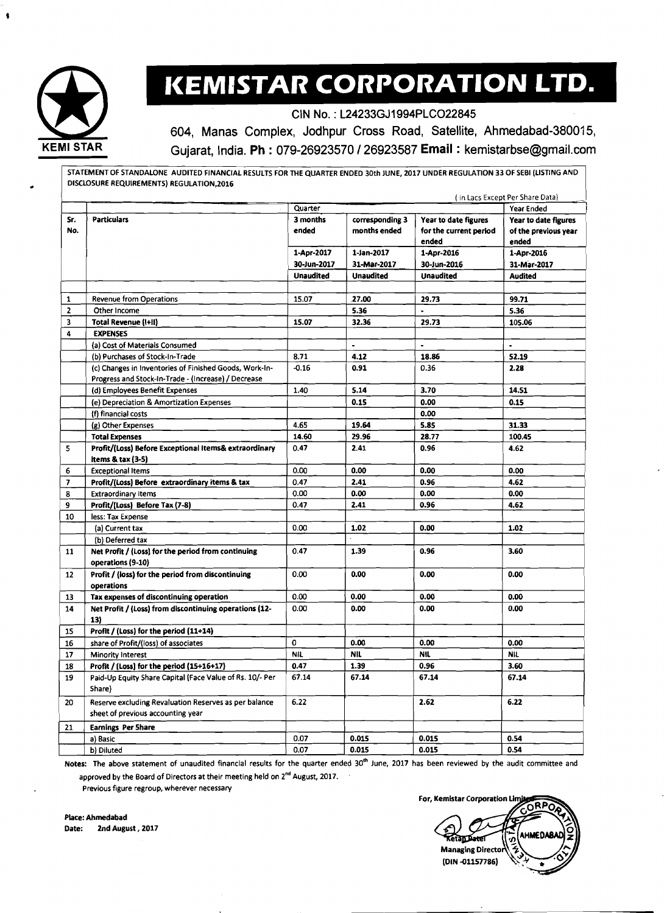# KEMISTAR CORPORATION LTD.

CIN No. : L24233GJ1994PLC022845

604, Manas Complex, Jodhpur Cross Road, Satellite, Ahmedabad-380015, Gujarat, India. **Ph :** 079-26923570 / 26923587 **Email :** kemistarbse@gmail.com

STATEMENT OF STANDALONE AUDITED FINANCIAL RESULTS FOR THE QUARTER ENDED 30th JUNE, 2017 UNDER REGULATION 33 OF SEBI (LISTING AND DISCLOSURE REQUIREMENTS) REGULATION,2016

( in Lacs Except Per Share Data)

| Sr. No. | Particulars | Quarter | | | Year Ended |
|---|---|---|---|---|---|
| | | 3 months ended | corresponding 3 months ended | Year to date figures for the current period ended | Year to date figures of the previous year ended |
| | | 1-Apr-2017 30-Jun-2017 | 1-Jan-2017 31-Mar-2017 | 1-Apr-2016 30-Jun-2016 | 1-Apr-2016 31-Mar-2017 |
| | | Unaudited | Unaudited | Unaudited | Audited |
| 1 | Revenue from Operations | 15.07 | 27.00 | 29.73 | 99.71 |
| 2 | Other Income | | 5.36 | - | 5.36 |
| 3 | **Total Revenue (I+II)** | 15.07 | 32.36 | 29.73 | 105.06 |
| 4 | **EXPENSES** | | | | |
| | (a) Cost of Materials Consumed | | - | - | - |
| | (b) Purchases of Stock-In-Trade | 8.71 | 4.12 | 18.86 | 52.19 |
| | (c) Changes in Inventories of Finished Goods, Work-In-Progress and Stock-In-Trade - (Increase) / Decrease | -0.16 | 0.91 | 0.36 | 2.28 |
| | (d) Employees Benefit Expenses | 1.40 | 5.14 | 3.70 | 14.51 |
| | (e) Depreciation & Amortization Expenses | | 0.15 | 0.00 | 0.15 |
| | (f) financial costs | | | 0.00 | |
| | (g) Other Expenses | 4.65 | 19.64 | 5.85 | 31.33 |
| | **Total Expenses** | 14.60 | 29.96 | 28.77 | 100.45 |
| 5 | **Profit/(Loss) Before Exceptional Items& extraordinary items & tax (3-5)** | 0.47 | 2.41 | 0.96 | 4.62 |
| 6 | Exceptional Items | 0.00 | 0.00 | 0.00 | 0.00 |
| 7 | **Profit/(Loss) Before extraordinary items & tax** | 0.47 | 2.41 | 0.96 | 4.62 |
| 8 | Extraordinary items | 0.00 | 0.00 | 0.00 | 0.00 |
| 9 | **Profit/(Loss) Before Tax (7-8)** | 0.47 | 2.41 | 0.96 | 4.62 |
| 10 | less: Tax Expense | | | | |
| | (a) Current tax | 0.00 | 1.02 | 0.00 | 1.02 |
| | (b) Deferred tax | | | | |
| 11 | **Net Profit / (Loss) for the period from continuing operations (9-10)** | 0.47 | 1.39 | 0.96 | 3.60 |
| 12 | **Profit / (loss) for the period from discontinuing operations** | 0.00 | 0.00 | 0.00 | 0.00 |
| 13 | **Tax expenses of discontinuing operation** | 0.00 | 0.00 | 0.00 | 0.00 |
| 14 | **Net Profit / (Loss) from discontinuing operations (12-13)** | 0.00 | 0.00 | 0.00 | 0.00 |
| 15 | **Profit / (Loss) for the period (11+14)** | | | | |
| 16 | share of Profit/(loss) of associates | 0 | 0.00 | 0.00 | 0.00 |
| 17 | Minority Interest | NIL | NIL | NIL | NIL |
| 18 | **Profit / (Loss) for the period (15+16+17)** | 0.47 | 1.39 | 0.96 | 3.60 |
| 19 | Paid-Up Equity Share Capital (Face Value of Rs. 10/- Per Share) | 67.14 | 67.14 | 67.14 | 67.14 |
| 20 | Reserve excluding Revaluation Reserves as per balance sheet of previous accounting year | 6.22 | | 2.62 | 6.22 |
| 21 | **Earnings Per Share** | | | | |
| | a) Basic | 0.07 | 0.015 | 0.015 | 0.54 |
| | b) Diluted | 0.07 | 0.015 | 0.015 | 0.54 |

**Notes:** The above statement of unaudited financial results for the quarter ended 30th June, 2017 has been reviewed by the audit committee and approved by the Board of Directors at their meeting held on 2nd August, 2017.

Previous figure regroup, wherever necessary

**Place: Ahmedabad**
**Date: 2nd August , 2017**

For, Kemistar Corporation Limited

Ketan Patel
**Managing Director**
**(DIN -01157786)**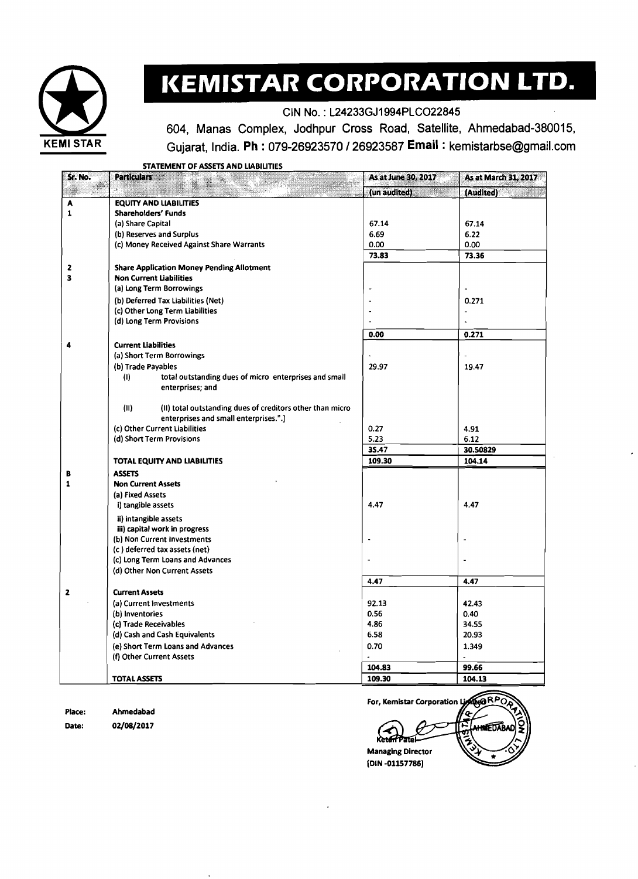# KEMISTAR CORPORATION LTD.

CIN No. : L24233GJ1994PLCO22845

604, Manas Complex, Jodhpur Cross Road, Satellite, Ahmedabad-380015, Gujarat, India. **Ph :** 079-26923570 / 26923587 **Email :** kemistarbse@gmail.com

**STATEMENT OF ASSETS AND LIABILITIES**

| Sr. No. | Particulars | As at June 30, 2017 | As at March 31, 2017 |
|---|---|---|---|
| | | (un audited) | (Audited) |
| **A** | **EQUITY AND LIABILITIES** | | |
| **1** | **Shareholders' Funds** | | |
| | (a) Share Capital | 67.14 | 67.14 |
| | (b) Reserves and Surplus | 6.69 | 6.22 |
| | (c) Money Received Against Share Warrants | 0.00 | 0.00 |
| | | **73.83** | **73.36** |
| **2** | **Share Application Money Pending Allotment** | | |
| **3** | **Non Current Liabilities** | | |
| | (a) Long Term Borrowings | - | - |
| | (b) Deferred Tax Liabilities (Net) | - | 0.271 |
| | (c) Other Long Term Liabilities | - | - |
| | (d) Long Term Provisions | - | - |
| | | **0.00** | **0.271** |
| **4** | **Current Liabilities** | | |
| | (a) Short Term Borrowings | - | - |
| | (b) Trade Payables | 29.97 | 19.47 |
| | (I) total outstanding dues of micro enterprises and small enterprises; and | | |
| | (II) (II) total outstanding dues of creditors other than micro enterprises and small enterprises.".] | | |
| | (c) Other Current Liabilities | 0.27 | 4.91 |
| | (d) Short Term Provisions | 5.23 | 6.12 |
| | | **35.47** | **30.50829** |
| | **TOTAL EQUITY AND LIABILITIES** | **109.30** | **104.14** |
| **B** | **ASSETS** | | |
| **1** | **Non Current Assets** | | |
| | (a) Fixed Assets | | |
| | i) tangible assets | 4.47 | 4.47 |
| | ii) intangible assets | | |
| | iii) capital work in progress | | |
| | (b) Non Current Investments | - | - |
| | (c ) deferred tax assets (net) | | |
| | (c) Long Term Loans and Advances | - | - |
| | (d) Other Non Current Assets | | |
| | | **4.47** | **4.47** |
| **2** | **Current Assets** | | |
| | (a) Current Investments | 92.13 | 42.43 |
| | (b) Inventories | 0.56 | 0.40 |
| | (c) Trade Receivables | 4.86 | 34.55 |
| | (d) Cash and Cash Equivalents | 6.58 | 20.93 |
| | (e) Short Term Loans and Advances | 0.70 | 1.349 |
| | (f) Other Current Assets | - | - |
| | | **104.83** | **99.66** |
| | **TOTAL ASSETS** | **109.30** | **104.13** |

**Place:** Ahmedabad

**Date:** 02/08/2017

For, Kemistar Corporation Limited

Ketan Patel

**Managing Director**

**(DIN -01157786)**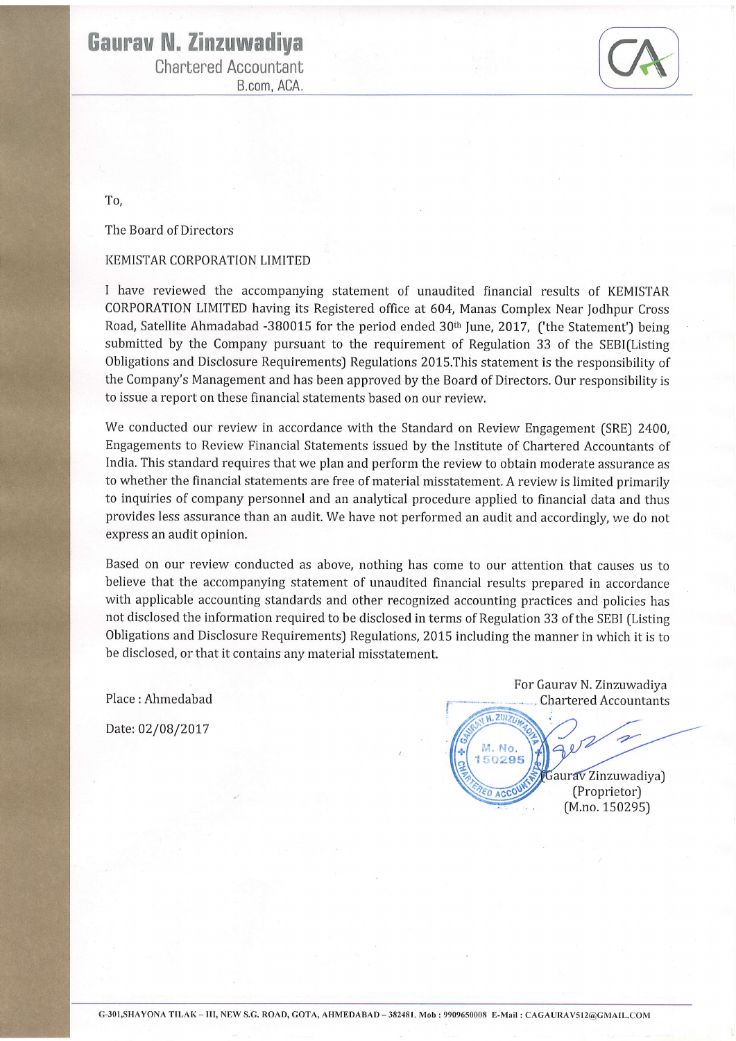# Gaurav N. Zinzuwadiya

Chartered Accountant

B.com, ACA.

To,

The Board of Directors

KEMISTAR CORPORATION LIMITED

I have reviewed the accompanying statement of unaudited financial results of KEMISTAR CORPORATION LIMITED having its Registered office at 604, Manas Complex Near Jodhpur Cross Road, Satellite Ahmadabad -380015 for the period ended 30th June, 2017, ('the Statement') being submitted by the Company pursuant to the requirement of Regulation 33 of the SEBI(Listing Obligations and Disclosure Requirements) Regulations 2015.This statement is the responsibility of the Company's Management and has been approved by the Board of Directors. Our responsibility is to issue a report on these financial statements based on our review.

We conducted our review in accordance with the Standard on Review Engagement (SRE) 2400, Engagements to Review Financial Statements issued by the Institute of Chartered Accountants of India. This standard requires that we plan and perform the review to obtain moderate assurance as to whether the financial statements are free of material misstatement. A review is limited primarily to inquiries of company personnel and an analytical procedure applied to financial data and thus provides less assurance than an audit. We have not performed an audit and accordingly, we do not express an audit opinion.

Based on our review conducted as above, nothing has come to our attention that causes us to believe that the accompanying statement of unaudited financial results prepared in accordance with applicable accounting standards and other recognized accounting practices and policies has not disclosed the information required to be disclosed in terms of Regulation 33 of the SEBI (Listing Obligations and Disclosure Requirements) Regulations, 2015 including the manner in which it is to be disclosed, or that it contains any material misstatement.

Place : Ahmedabad

Date: 02/08/2017

For Gaurav N. Zinzuwadiya
Chartered Accountants

(Gaurav Zinzuwadiya)
(Proprietor)
(M.no. 150295)

G-301,SHAYONA TILAK – III, NEW S.G. ROAD, GOTA, AHMEDABAD – 382481. Mob : 9909650008 E-Mail : CAGAURAV512@GMAIL.COM